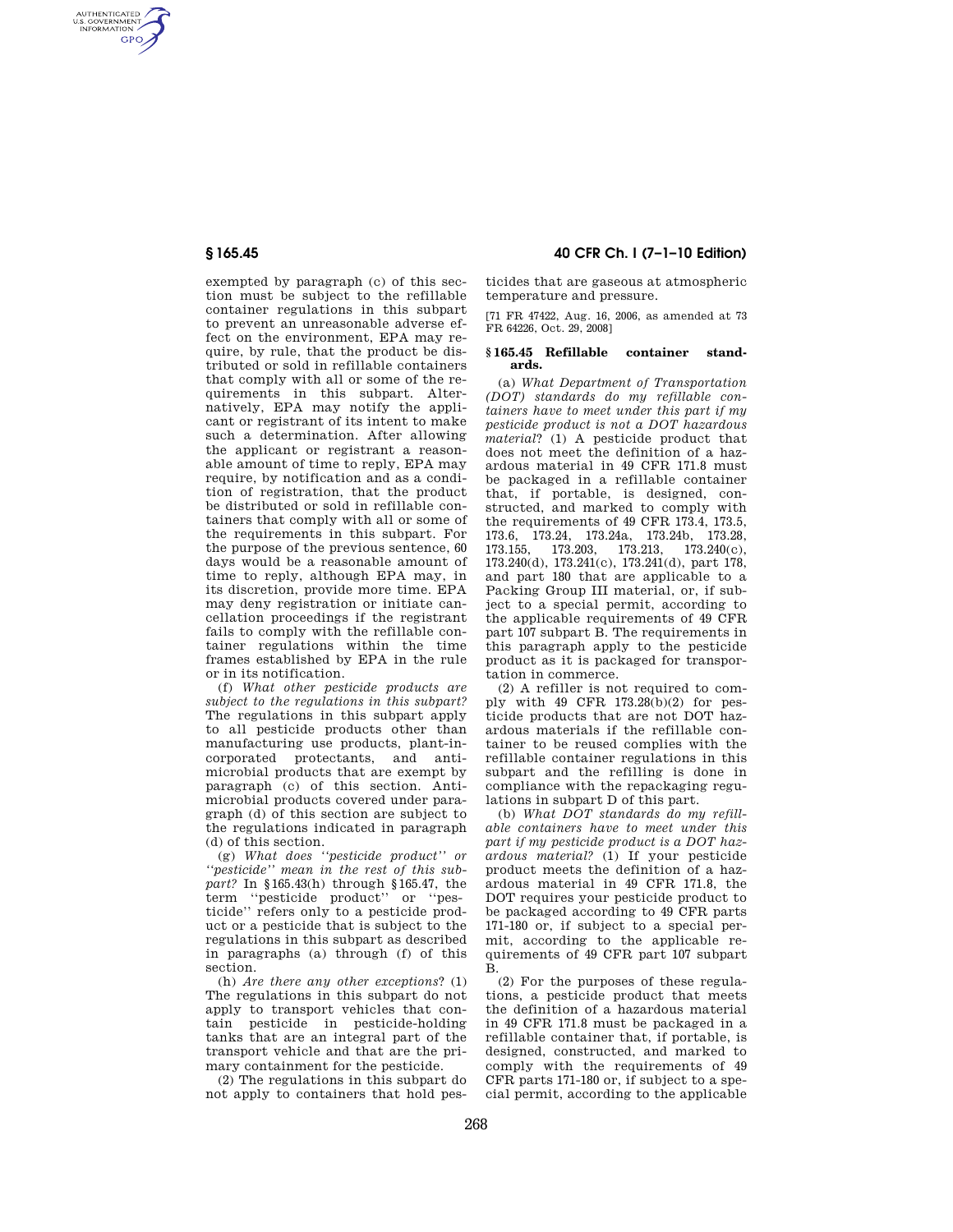exempted by paragraph (c) of this section must be subject to the refillable container regulations in this subpart to prevent an unreasonable adverse effect on the environment, EPA may require, by rule, that the product be distributed or sold in refillable containers that comply with all or some of the requirements in this subpart. Alternatively, EPA may notify the applicant or registrant of its intent to make such a determination. After allowing the applicant or registrant a reasonable amount of time to reply, EPA may require, by notification and as a condition of registration, that the product be distributed or sold in refillable containers that comply with all or some of the requirements in this subpart. For the purpose of the previous sentence, 60 days would be a reasonable amount of time to reply, although EPA may, in its discretion, provide more time. EPA may deny registration or initiate cancellation proceedings if the registrant fails to comply with the refillable container regulations within the time frames established by EPA in the rule or in its notification.

(f) *What other pesticide products are subject to the regulations in this subpart?* The regulations in this subpart apply to all pesticide products other than manufacturing use products, plant-incorporated protectants, and antimicrobial products that are exempt by paragraph (c) of this section. Antimicrobial products covered under paragraph (d) of this section are subject to the regulations indicated in paragraph (d) of this section.

(g) *What does ''pesticide product'' or ''pesticide'' mean in the rest of this subpart?* In §165.43(h) through §165.47, the term ''pesticide product'' or ''pesticide'' refers only to a pesticide product or a pesticide that is subject to the regulations in this subpart as described in paragraphs (a) through (f) of this section.

(h) *Are there any other exceptions*? (1) The regulations in this subpart do not apply to transport vehicles that contain pesticide in pesticide-holding tanks that are an integral part of the transport vehicle and that are the primary containment for the pesticide.

(2) The regulations in this subpart do not apply to containers that hold pesticides that are gaseous at atmospheric temperature and pressure.

[71 FR 47422, Aug. 16, 2006, as amended at 73 FR 64226, Oct. 29, 2008]

### § 165.45 Refillable container standards.

(a) *What Department of Transportation (DOT) standards do my refillable containers have to meet under this part if my pesticide product is not a DOT hazardous material*? (1) A pesticide product that does not meet the definition of a hazardous material in 49 CFR 171.8 must be packaged in a refillable container that, if portable, is designed, constructed, and marked to comply with the requirements of 49 CFR 173.4, 173.5, 173.6, 173.24, 173.24a, 173.24b, 173.28, 173.155, 173.203, 173.213, 173.240(c), 173.240(d), 173.241(c), 173.241(d), part 178, and part 180 that are applicable to a Packing Group III material, or, if subject to a special permit, according to the applicable requirements of 49 CFR part 107 subpart B. The requirements in this paragraph apply to the pesticide product as it is packaged for transportation in commerce.

(2) A refiller is not required to comply with 49 CFR 173.28(b)(2) for pesticide products that are not DOT hazardous materials if the refillable container to be reused complies with the refillable container regulations in this subpart and the refilling is done in compliance with the repackaging regulations in subpart D of this part.

(b) *What DOT standards do my refillable containers have to meet under this part if my pesticide product is a DOT hazardous material?* (1) If your pesticide product meets the definition of a hazardous material in 49 CFR 171.8, the DOT requires your pesticide product to be packaged according to 49 CFR parts 171-180 or, if subject to a special permit, according to the applicable requirements of 49 CFR part 107 subpart B.

(2) For the purposes of these regulations, a pesticide product that meets the definition of a hazardous material in 49 CFR 171.8 must be packaged in a refillable container that, if portable, is designed, constructed, and marked to comply with the requirements of 49 CFR parts 171-180 or, if subject to a special permit, according to the applicable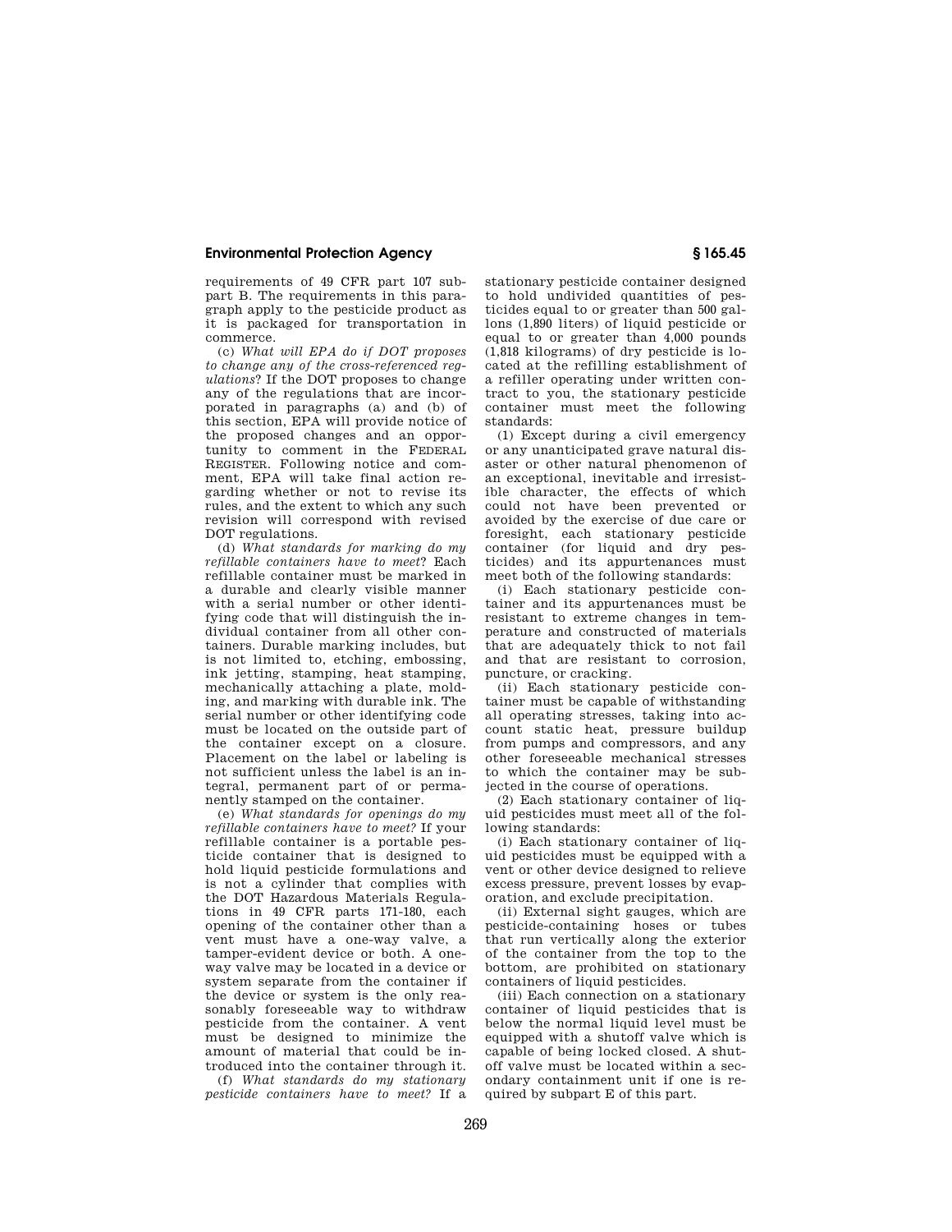requirements of 49 CFR part 107 subpart B. The requirements in this paragraph apply to the pesticide product as it is packaged for transportation in commerce.

(c) *What will EPA do if DOT proposes to change any of the cross-referenced regulations*? If the DOT proposes to change any of the regulations that are incorporated in paragraphs (a) and (b) of this section, EPA will provide notice of the proposed changes and an opportunity to comment in the FEDERAL REGISTER. Following notice and comment, EPA will take final action regarding whether or not to revise its rules, and the extent to which any such revision will correspond with revised DOT regulations.

(d) *What standards for marking do my refillable containers have to meet*? Each refillable container must be marked in a durable and clearly visible manner with a serial number or other identifying code that will distinguish the individual container from all other containers. Durable marking includes, but is not limited to, etching, embossing, ink jetting, stamping, heat stamping, mechanically attaching a plate, molding, and marking with durable ink. The serial number or other identifying code must be located on the outside part of the container except on a closure. Placement on the label or labeling is not sufficient unless the label is an integral, permanent part of or permanently stamped on the container.

(e) *What standards for openings do my refillable containers have to meet?* If your refillable container is a portable pesticide container that is designed to hold liquid pesticide formulations and is not a cylinder that complies with the DOT Hazardous Materials Regulations in 49 CFR parts 171-180, each opening of the container other than a vent must have a one-way valve, a tamper-evident device or both. A one-way valve may be located in a device or system separate from the container if the device or system is the only reasonably foreseeable way to withdraw pesticide from the container. A vent must be designed to minimize the amount of material that could be introduced into the container through it.

(f) *What standards do my stationary pesticide containers have to meet?* If a stationary pesticide container designed to hold undivided quantities of pesticides equal to or greater than 500 gallons (1,890 liters) of liquid pesticide or equal to or greater than 4,000 pounds (1,818 kilograms) of dry pesticide is located at the refilling establishment of a refiller operating under written contract to you, the stationary pesticide container must meet the following standards:

(1) Except during a civil emergency or any unanticipated grave natural disaster or other natural phenomenon of an exceptional, inevitable and irresistible character, the effects of which could not have been prevented or avoided by the exercise of due care or foresight, each stationary pesticide container (for liquid and dry pesticides) and its appurtenances must meet both of the following standards:

(i) Each stationary pesticide container and its appurtenances must be resistant to extreme changes in temperature and constructed of materials that are adequately thick to not fail and that are resistant to corrosion, puncture, or cracking.

(ii) Each stationary pesticide container must be capable of withstanding all operating stresses, taking into account static heat, pressure buildup from pumps and compressors, and any other foreseeable mechanical stresses to which the container may be subjected in the course of operations.

(2) Each stationary container of liquid pesticides must meet all of the following standards:

(i) Each stationary container of liquid pesticides must be equipped with a vent or other device designed to relieve excess pressure, prevent losses by evaporation, and exclude precipitation.

(ii) External sight gauges, which are pesticide-containing hoses or tubes that run vertically along the exterior of the container from the top to the bottom, are prohibited on stationary containers of liquid pesticides.

(iii) Each connection on a stationary container of liquid pesticides that is below the normal liquid level must be equipped with a shutoff valve which is capable of being locked closed. A shutoff valve must be located within a secondary containment unit if one is required by subpart E of this part.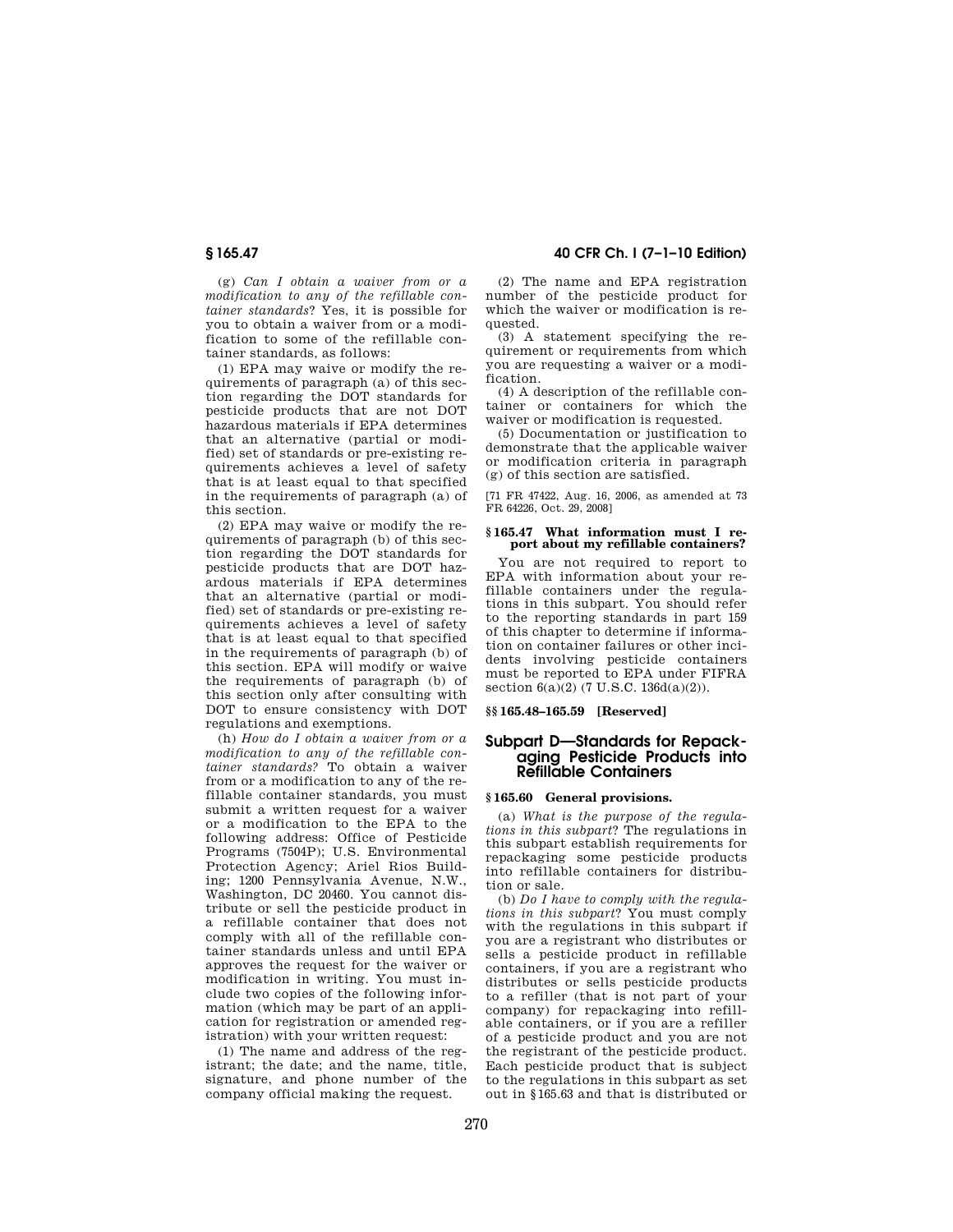(g) *Can I obtain a waiver from or a modification to any of the refillable container standards*? Yes, it is possible for you to obtain a waiver from or a modification to some of the refillable container standards, as follows:

(1) EPA may waive or modify the requirements of paragraph (a) of this section regarding the DOT standards for pesticide products that are not DOT hazardous materials if EPA determines that an alternative (partial or modified) set of standards or pre-existing requirements achieves a level of safety that is at least equal to that specified in the requirements of paragraph (a) of this section.

(2) EPA may waive or modify the requirements of paragraph (b) of this section regarding the DOT standards for pesticide products that are DOT hazardous materials if EPA determines that an alternative (partial or modified) set of standards or pre-existing requirements achieves a level of safety that is at least equal to that specified in the requirements of paragraph (b) of this section. EPA will modify or waive the requirements of paragraph (b) of this section only after consulting with DOT to ensure consistency with DOT regulations and exemptions.

(h) *How do I obtain a waiver from or a modification to any of the refillable container standards?* To obtain a waiver from or a modification to any of the refillable container standards, you must submit a written request for a waiver or a modification to the EPA to the following address: Office of Pesticide Programs (7504P); U.S. Environmental Protection Agency; Ariel Rios Building; 1200 Pennsylvania Avenue, N.W., Washington, DC 20460. You cannot distribute or sell the pesticide product in a refillable container that does not comply with all of the refillable container standards unless and until EPA approves the request for the waiver or modification in writing. You must include two copies of the following information (which may be part of an application for registration or amended registration) with your written request:

(1) The name and address of the registrant; the date; and the name, title, signature, and phone number of the company official making the request.

(2) The name and EPA registration number of the pesticide product for which the waiver or modification is requested.

(3) A statement specifying the requirement or requirements from which you are requesting a waiver or a modification.

(4) A description of the refillable container or containers for which the waiver or modification is requested.

(5) Documentation or justification to demonstrate that the applicable waiver or modification criteria in paragraph (g) of this section are satisfied.

[71 FR 47422, Aug. 16, 2006, as amended at 73 FR 64226, Oct. 29, 2008]

### § 165.47 What information must I report about my refillable containers?

You are not required to report to EPA with information about your refillable containers under the regulations in this subpart. You should refer to the reporting standards in part 159 of this chapter to determine if information on container failures or other incidents involving pesticide containers must be reported to EPA under FIFRA section 6(a)(2) (7 U.S.C. 136d(a)(2)).

### §§ 165.48–165.59 [Reserved]

## Subpart D—Standards for Repackaging Pesticide Products into Refillable Containers

### § 165.60 General provisions.

(a) *What is the purpose of the regulations in this subpart*? The regulations in this subpart establish requirements for repackaging some pesticide products into refillable containers for distribution or sale.

(b) *Do I have to comply with the regulations in this subpart*? You must comply with the regulations in this subpart if you are a registrant who distributes or sells a pesticide product in refillable containers, if you are a registrant who distributes or sells pesticide products to a refiller (that is not part of your company) for repackaging into refillable containers, or if you are a refiller of a pesticide product and you are not the registrant of the pesticide product. Each pesticide product that is subject to the regulations in this subpart as set out in §165.63 and that is distributed or